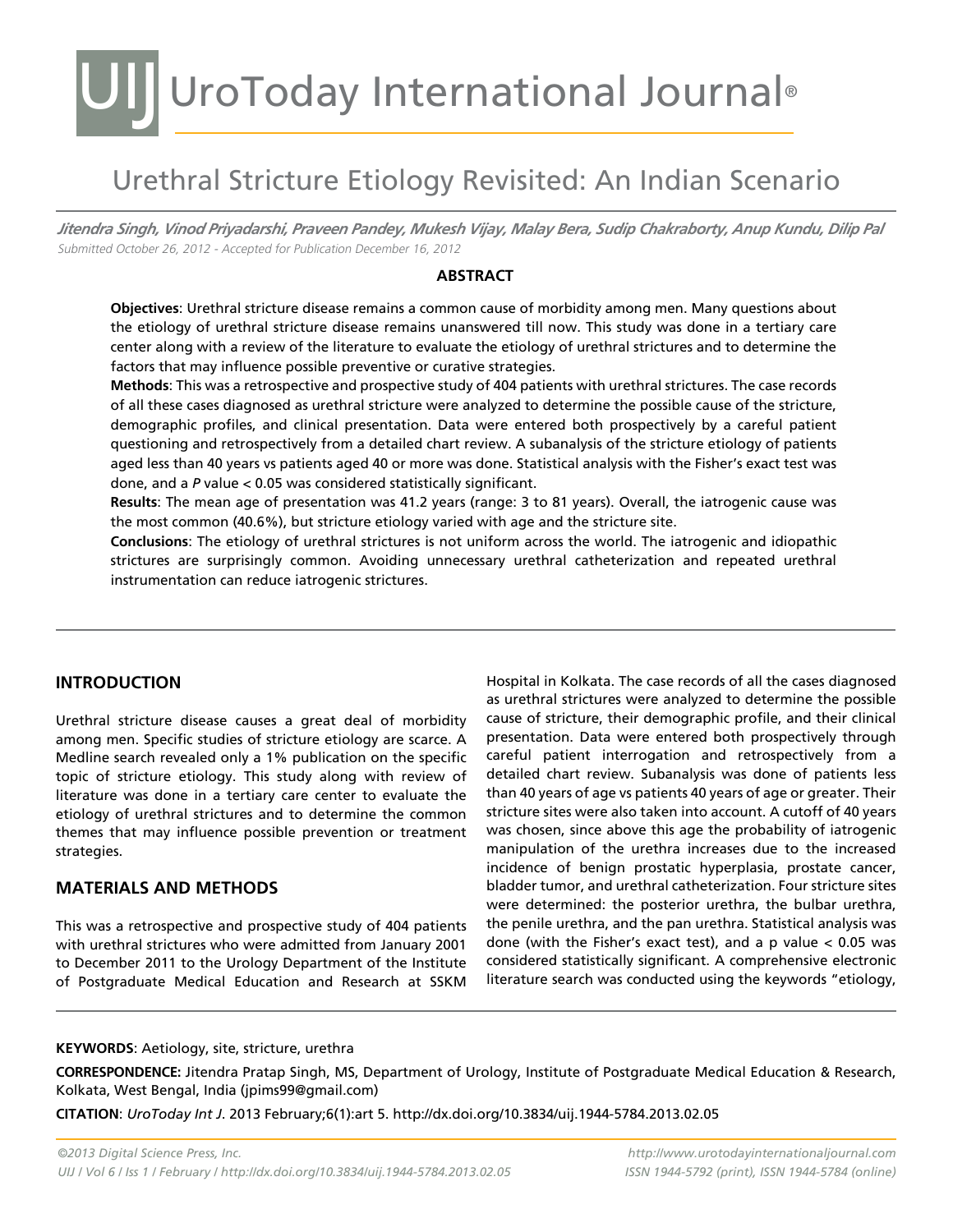# Urethral Stricture Etiology Revisited: An Indian Scenario

***Jitendra Singh, Vinod Priyadarshi, Praveen Pandey, Mukesh Vijay, Malay Bera, Sudip Chakraborty, Anup Kundu, Dilip Pal***

*Submitted October 26, 2012 - Accepted for Publication December 16, 2012*

## ABSTRACT

**Objectives**: Urethral stricture disease remains a common cause of morbidity among men. Many questions about the etiology of urethral stricture disease remains unanswered till now. This study was done in a tertiary care center along with a review of the literature to evaluate the etiology of urethral strictures and to determine the factors that may influence possible preventive or curative strategies.

**Methods**: This was a retrospective and prospective study of 404 patients with urethral strictures. The case records of all these cases diagnosed as urethral stricture were analyzed to determine the possible cause of the stricture, demographic profiles, and clinical presentation. Data were entered both prospectively by a careful patient questioning and retrospectively from a detailed chart review. A subanalysis of the stricture etiology of patients aged less than 40 years vs patients aged 40 or more was done. Statistical analysis with the Fisher's exact test was done, and a *P* value < 0.05 was considered statistically significant.

**Results**: The mean age of presentation was 41.2 years (range: 3 to 81 years). Overall, the iatrogenic cause was the most common (40.6%), but stricture etiology varied with age and the stricture site.

**Conclusions**: The etiology of urethral strictures is not uniform across the world. The iatrogenic and idiopathic strictures are surprisingly common. Avoiding unnecessary urethral catheterization and repeated urethral instrumentation can reduce iatrogenic strictures.

## INTRODUCTION

Urethral stricture disease causes a great deal of morbidity among men. Specific studies of stricture etiology are scarce. A Medline search revealed only a 1% publication on the specific topic of stricture etiology. This study along with review of literature was done in a tertiary care center to evaluate the etiology of urethral strictures and to determine the common themes that may influence possible prevention or treatment strategies.

## MATERIALS AND METHODS

This was a retrospective and prospective study of 404 patients with urethral strictures who were admitted from January 2001 to December 2011 to the Urology Department of the Institute of Postgraduate Medical Education and Research at SSKM Hospital in Kolkata. The case records of all the cases diagnosed as urethral strictures were analyzed to determine the possible cause of stricture, their demographic profile, and their clinical presentation. Data were entered both prospectively through careful patient interrogation and retrospectively from a detailed chart review. Subanalysis was done of patients less than 40 years of age vs patients 40 years of age or greater. Their stricture sites were also taken into account. A cutoff of 40 years was chosen, since above this age the probability of iatrogenic manipulation of the urethra increases due to the increased incidence of benign prostatic hyperplasia, prostate cancer, bladder tumor, and urethral catheterization. Four stricture sites were determined: the posterior urethra, the bulbar urethra, the penile urethra, and the pan urethra. Statistical analysis was done (with the Fisher's exact test), and a p value < 0.05 was considered statistically significant. A comprehensive electronic literature search was conducted using the keywords "etiology,

**KEYWORDS**: Aetiology, site, stricture, urethra

**CORRESPONDENCE:** Jitendra Pratap Singh, MS, Department of Urology, Institute of Postgraduate Medical Education & Research, Kolkata, West Bengal, India (jpims99@gmail.com)

**CITATION**: *UroToday Int J*. 2013 February;6(1):art 5. http://dx.doi.org/10.3834/uij.1944-5784.2013.02.05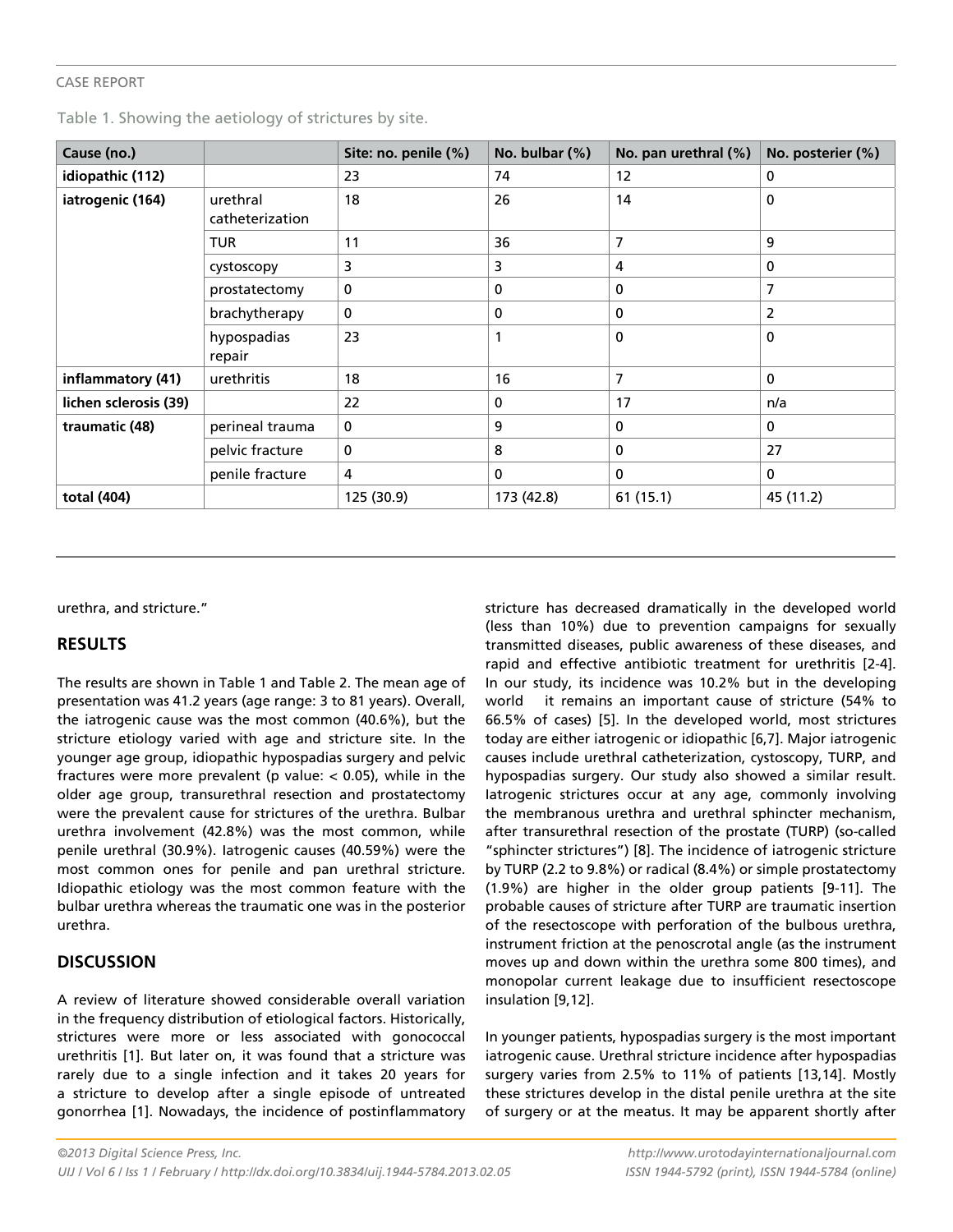Table 1. Showing the aetiology of strictures by site.

| Cause (no.) | | Site: no. penile (%) | No. bulbar (%) | No. pan urethral (%) | No. posterier (%) |
|---|---|---|---|---|---|
| **idiopathic (112)** | | 23 | 74 | 12 | 0 |
| **iatrogenic (164)** | urethral catheterization | 18 | 26 | 14 | 0 |
| | TUR | 11 | 36 | 7 | 9 |
| | cystoscopy | 3 | 3 | 4 | 0 |
| | prostatectomy | 0 | 0 | 0 | 7 |
| | brachytherapy | 0 | 0 | 0 | 2 |
| | hypospadias repair | 23 | 1 | 0 | 0 |
| **inflammatory (41)** | urethritis | 18 | 16 | 7 | 0 |
| **lichen sclerosis (39)** | | 22 | 0 | 17 | n/a |
| **traumatic (48)** | perineal trauma | 0 | 9 | 0 | 0 |
| | pelvic fracture | 0 | 8 | 0 | 27 |
| | penile fracture | 4 | 0 | 0 | 0 |
| **total (404)** | | 125 (30.9) | 173 (42.8) | 61 (15.1) | 45 (11.2) |

urethra, and stricture."

## RESULTS

The results are shown in Table 1 and Table 2. The mean age of presentation was 41.2 years (age range: 3 to 81 years). Overall, the iatrogenic cause was the most common (40.6%), but the stricture etiology varied with age and stricture site. In the younger age group, idiopathic hypospadias surgery and pelvic fractures were more prevalent (p value: $< 0.05$), while in the older age group, transurethral resection and prostatectomy were the prevalent cause for strictures of the urethra. Bulbar urethra involvement (42.8%) was the most common, while penile urethral (30.9%). Iatrogenic causes (40.59%) were the most common ones for penile and pan urethral stricture. Idiopathic etiology was the most common feature with the bulbar urethra whereas the traumatic one was in the posterior urethra.

## DISCUSSION

A review of literature showed considerable overall variation in the frequency distribution of etiological factors. Historically, strictures were more or less associated with gonococcal urethritis [1]. But later on, it was found that a stricture was rarely due to a single infection and it takes 20 years for a stricture to develop after a single episode of untreated gonorrhea [1]. Nowadays, the incidence of postinflammatory stricture has decreased dramatically in the developed world (less than 10%) due to prevention campaigns for sexually transmitted diseases, public awareness of these diseases, and rapid and effective antibiotic treatment for urethritis [2-4]. In our study, its incidence was 10.2% but in the developing world it remains an important cause of stricture (54% to 66.5% of cases) [5]. In the developed world, most strictures today are either iatrogenic or idiopathic [6,7]. Major iatrogenic causes include urethral catheterization, cystoscopy, TURP, and hypospadias surgery. Our study also showed a similar result. Iatrogenic strictures occur at any age, commonly involving the membranous urethra and urethral sphincter mechanism, after transurethral resection of the prostate (TURP) (so-called "sphincter strictures") [8]. The incidence of iatrogenic stricture by TURP (2.2 to 9.8%) or radical (8.4%) or simple prostatectomy (1.9%) are higher in the older group patients [9-11]. The probable causes of stricture after TURP are traumatic insertion of the resectoscope with perforation of the bulbous urethra, instrument friction at the penoscrotal angle (as the instrument moves up and down within the urethra some 800 times), and monopolar current leakage due to insufficient resectoscope insulation [9,12].

In younger patients, hypospadias surgery is the most important iatrogenic cause. Urethral stricture incidence after hypospadias surgery varies from 2.5% to 11% of patients [13,14]. Mostly these strictures develop in the distal penile urethra at the site of surgery or at the meatus. It may be apparent shortly after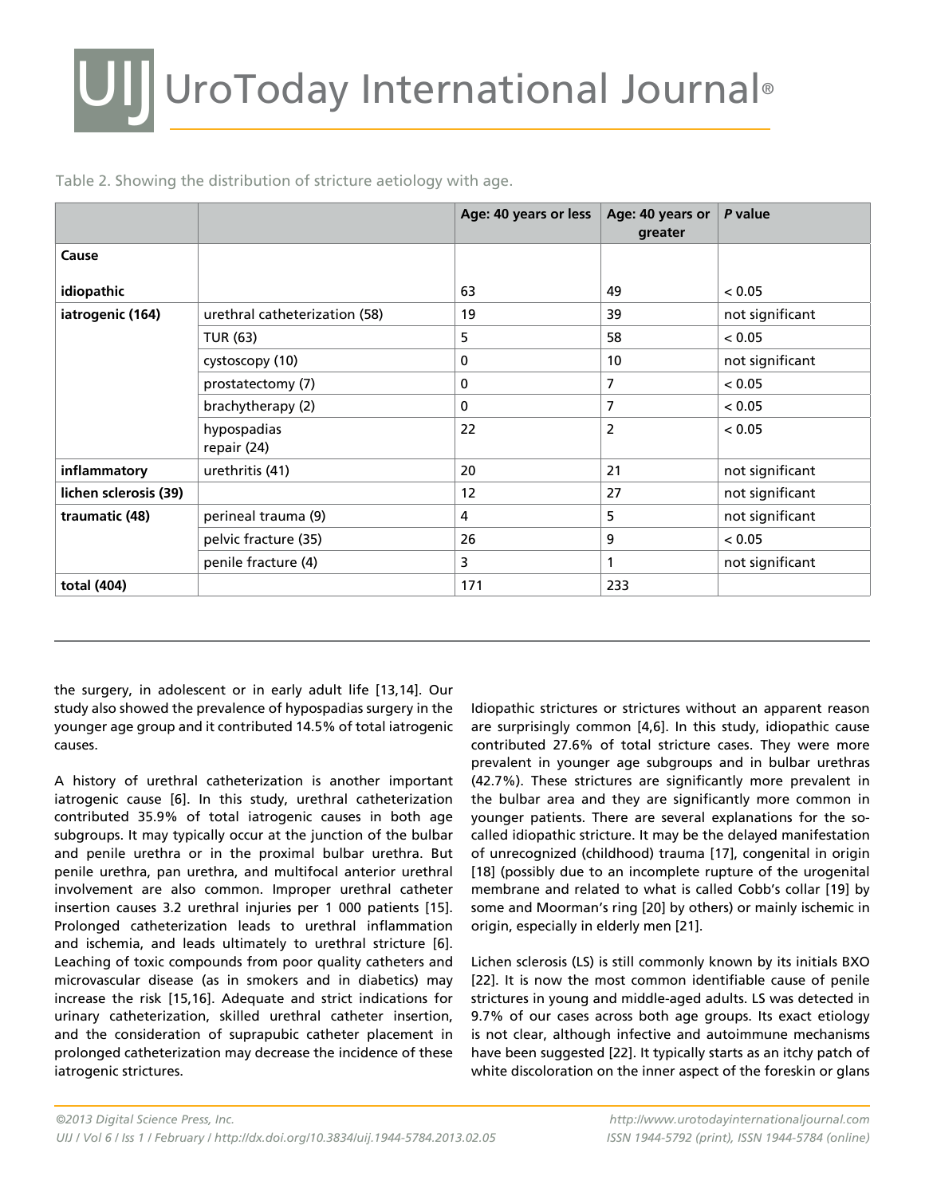Table 2. Showing the distribution of stricture aetiology with age.

| | | Age: 40 years or less | Age: 40 years or greater | *P* value |
|---|---|---|---|---|
| **Cause** | | | | |
| **idiopathic** | | 63 | 49 | < 0.05 |
| **iatrogenic (164)** | urethral catheterization (58) | 19 | 39 | not significant |
| | TUR (63) | 5 | 58 | < 0.05 |
| | cystoscopy (10) | 0 | 10 | not significant |
| | prostatectomy (7) | 0 | 7 | < 0.05 |
| | brachytherapy (2) | 0 | 7 | < 0.05 |
| | hypospadias repair (24) | 22 | 2 | < 0.05 |
| **inflammatory** | urethritis (41) | 20 | 21 | not significant |
| **lichen sclerosis (39)** | | 12 | 27 | not significant |
| **traumatic (48)** | perineal trauma (9) | 4 | 5 | not significant |
| | pelvic fracture (35) | 26 | 9 | < 0.05 |
| | penile fracture (4) | 3 | 1 | not significant |
| **total (404)** | | 171 | 233 | |

the surgery, in adolescent or in early adult life [13,14]. Our study also showed the prevalence of hypospadias surgery in the younger age group and it contributed 14.5% of total iatrogenic causes.

A history of urethral catheterization is another important iatrogenic cause [6]. In this study, urethral catheterization contributed 35.9% of total iatrogenic causes in both age subgroups. It may typically occur at the junction of the bulbar and penile urethra or in the proximal bulbar urethra. But penile urethra, pan urethra, and multifocal anterior urethral involvement are also common. Improper urethral catheter insertion causes 3.2 urethral injuries per 1 000 patients [15]. Prolonged catheterization leads to urethral inflammation and ischemia, and leads ultimately to urethral stricture [6]. Leaching of toxic compounds from poor quality catheters and microvascular disease (as in smokers and in diabetics) may increase the risk [15,16]. Adequate and strict indications for urinary catheterization, skilled urethral catheter insertion, and the consideration of suprapubic catheter placement in prolonged catheterization may decrease the incidence of these iatrogenic strictures.

Idiopathic strictures or strictures without an apparent reason are surprisingly common [4,6]. In this study, idiopathic cause contributed 27.6% of total stricture cases. They were more prevalent in younger age subgroups and in bulbar urethras (42.7%). These strictures are significantly more prevalent in the bulbar area and they are significantly more common in younger patients. There are several explanations for the so-called idiopathic stricture. It may be the delayed manifestation of unrecognized (childhood) trauma [17], congenital in origin [18] (possibly due to an incomplete rupture of the urogenital membrane and related to what is called Cobb's collar [19] by some and Moorman's ring [20] by others) or mainly ischemic in origin, especially in elderly men [21].

Lichen sclerosis (LS) is still commonly known by its initials BXO [22]. It is now the most common identifiable cause of penile strictures in young and middle-aged adults. LS was detected in 9.7% of our cases across both age groups. Its exact etiology is not clear, although infective and autoimmune mechanisms have been suggested [22]. It typically starts as an itchy patch of white discoloration on the inner aspect of the foreskin or glans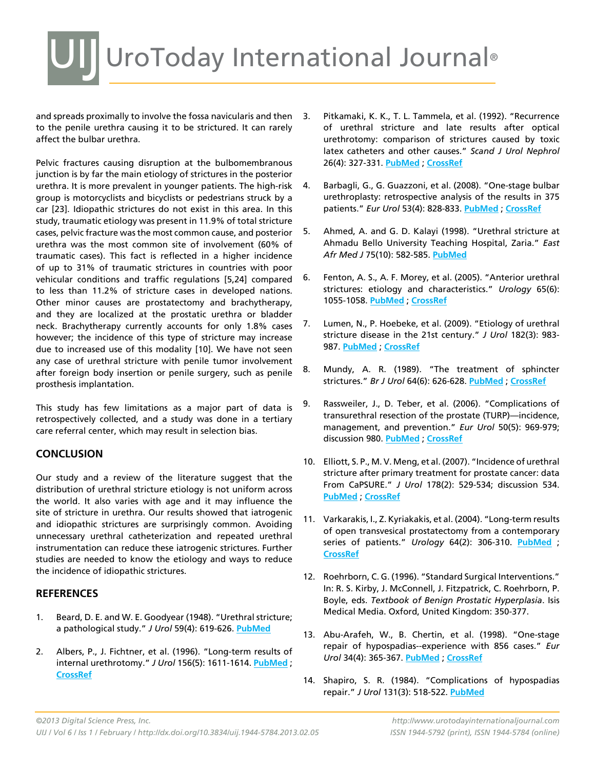and spreads proximally to involve the fossa navicularis and then to the penile urethra causing it to be strictured. It can rarely affect the bulbar urethra.

Pelvic fractures causing disruption at the bulbomembranous junction is by far the main etiology of strictures in the posterior urethra. It is more prevalent in younger patients. The high-risk group is motorcyclists and bicyclists or pedestrians struck by a car [23]. Idiopathic strictures do not exist in this area. In this study, traumatic etiology was present in 11.9% of total stricture cases, pelvic fracture was the most common cause, and posterior urethra was the most common site of involvement (60% of traumatic cases). This fact is reflected in a higher incidence of up to 31% of traumatic strictures in countries with poor vehicular conditions and traffic regulations [5,24] compared to less than 11.2% of stricture cases in developed nations. Other minor causes are prostatectomy and brachytherapy, and they are localized at the prostatic urethra or bladder neck. Brachytherapy currently accounts for only 1.8% cases however; the incidence of this type of stricture may increase due to increased use of this modality [10]. We have not seen any case of urethral stricture with penile tumor involvement after foreign body insertion or penile surgery, such as penile prosthesis implantation.

This study has few limitations as a major part of data is retrospectively collected, and a study was done in a tertiary care referral center, which may result in selection bias.

## CONCLUSION

Our study and a review of the literature suggest that the distribution of urethral stricture etiology is not uniform across the world. It also varies with age and it may influence the site of stricture in urethra. Our results showed that iatrogenic and idiopathic strictures are surprisingly common. Avoiding unnecessary urethral catheterization and repeated urethral instrumentation can reduce these iatrogenic strictures. Further studies are needed to know the etiology and ways to reduce the incidence of idiopathic strictures.

## REFERENCES

1. Beard, D. E. and W. E. Goodyear (1948). "Urethral stricture; a pathological study." *J Urol* 59(4): 619-626. PubMed

2. Albers, P., J. Fichtner, et al. (1996). "Long-term results of internal urethrotomy." *J Urol* 156(5): 1611-1614. PubMed ; CrossRef

3. Pitkamaki, K. K., T. L. Tammela, et al. (1992). "Recurrence of urethral stricture and late results after optical urethrotomy: comparison of strictures caused by toxic latex catheters and other causes." *Scand J Urol Nephrol* 26(4): 327-331. PubMed ; CrossRef

4. Barbagli, G., G. Guazzoni, et al. (2008). "One-stage bulbar urethroplasty: retrospective analysis of the results in 375 patients." *Eur Urol* 53(4): 828-833. PubMed ; CrossRef

5. Ahmed, A. and G. D. Kalayi (1998). "Urethral stricture at Ahmadu Bello University Teaching Hospital, Zaria." *East Afr Med J* 75(10): 582-585. PubMed

6. Fenton, A. S., A. F. Morey, et al. (2005). "Anterior urethral strictures: etiology and characteristics." *Urology* 65(6): 1055-1058. PubMed ; CrossRef

7. Lumen, N., P. Hoebeke, et al. (2009). "Etiology of urethral stricture disease in the 21st century." *J Urol* 182(3): 983-987. PubMed ; CrossRef

8. Mundy, A. R. (1989). "The treatment of sphincter strictures." *Br J Urol* 64(6): 626-628. PubMed ; CrossRef

9. Rassweiler, J., D. Teber, et al. (2006). "Complications of transurethral resection of the prostate (TURP)—incidence, management, and prevention." *Eur Urol* 50(5): 969-979; discussion 980. PubMed ; CrossRef

10. Elliott, S. P., M. V. Meng, et al. (2007). "Incidence of urethral stricture after primary treatment for prostate cancer: data From CaPSURE." *J Urol* 178(2): 529-534; discussion 534. PubMed ; CrossRef

11. Varkarakis, I., Z. Kyriakakis, et al. (2004). "Long-term results of open transvesical prostatectomy from a contemporary series of patients." *Urology* 64(2): 306-310. PubMed ; CrossRef

12. Roehrborn, C. G. (1996). "Standard Surgical Interventions." In: R. S. Kirby, J. McConnell, J. Fitzpatrick, C. Roehrborn, P. Boyle, eds. *Textbook of Benign Prostatic Hyperplasia*. Isis Medical Media. Oxford, United Kingdom: 350-377.

13. Abu-Arafeh, W., B. Chertin, et al. (1998). "One-stage repair of hypospadias--experience with 856 cases." *Eur Urol* 34(4): 365-367. PubMed ; CrossRef

14. Shapiro, S. R. (1984). "Complications of hypospadias repair." *J Urol* 131(3): 518-522. PubMed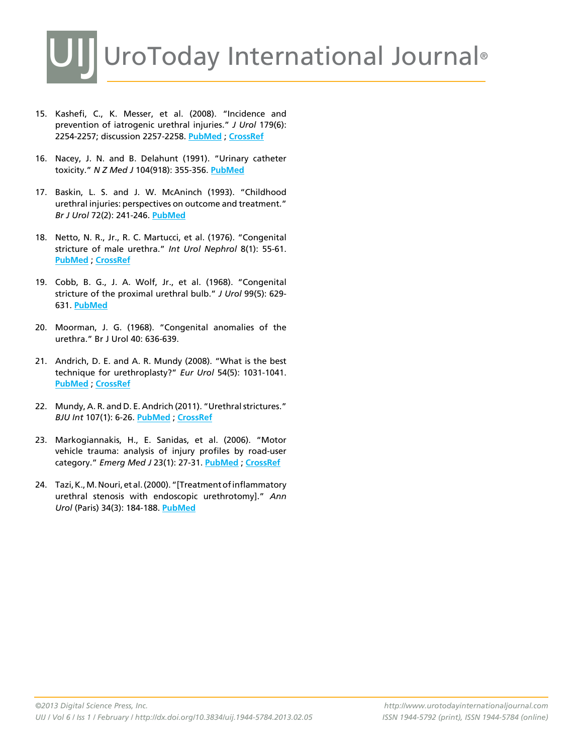15. Kashefi, C., K. Messer, et al. (2008). "Incidence and prevention of iatrogenic urethral injuries." *J Urol* 179(6): 2254-2257; discussion 2257-2258. PubMed ; CrossRef

16. Nacey, J. N. and B. Delahunt (1991). "Urinary catheter toxicity." *N Z Med J* 104(918): 355-356. PubMed

17. Baskin, L. S. and J. W. McAninch (1993). "Childhood urethral injuries: perspectives on outcome and treatment." *Br J Urol* 72(2): 241-246. PubMed

18. Netto, N. R., Jr., R. C. Martucci, et al. (1976). "Congenital stricture of male urethra." *Int Urol Nephrol* 8(1): 55-61. PubMed ; CrossRef

19. Cobb, B. G., J. A. Wolf, Jr., et al. (1968). "Congenital stricture of the proximal urethral bulb." *J Urol* 99(5): 629-631. PubMed

20. Moorman, J. G. (1968). "Congenital anomalies of the urethra." Br J Urol 40: 636-639.

21. Andrich, D. E. and A. R. Mundy (2008). "What is the best technique for urethroplasty?" *Eur Urol* 54(5): 1031-1041. PubMed ; CrossRef

22. Mundy, A. R. and D. E. Andrich (2011). "Urethral strictures." *BJU Int* 107(1): 6-26. PubMed ; CrossRef

23. Markogiannakis, H., E. Sanidas, et al. (2006). "Motor vehicle trauma: analysis of injury profiles by road-user category." *Emerg Med J* 23(1): 27-31. PubMed ; CrossRef

24. Tazi, K., M. Nouri, et al. (2000). "[Treatment of inflammatory urethral stenosis with endoscopic urethrotomy]." *Ann Urol* (Paris) 34(3): 184-188. PubMed